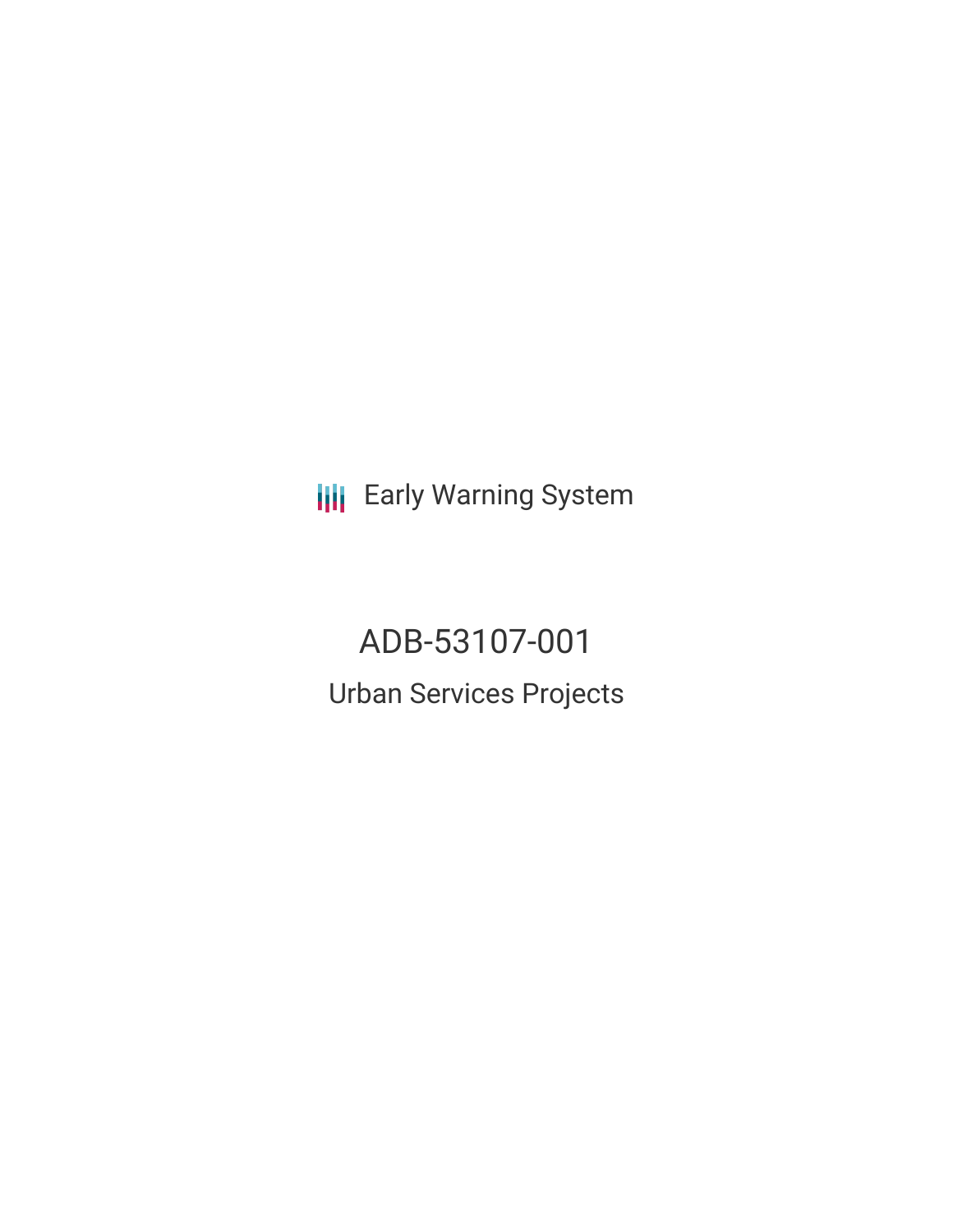Early Warning System

# ADB-53107-001

## Urban Services Projects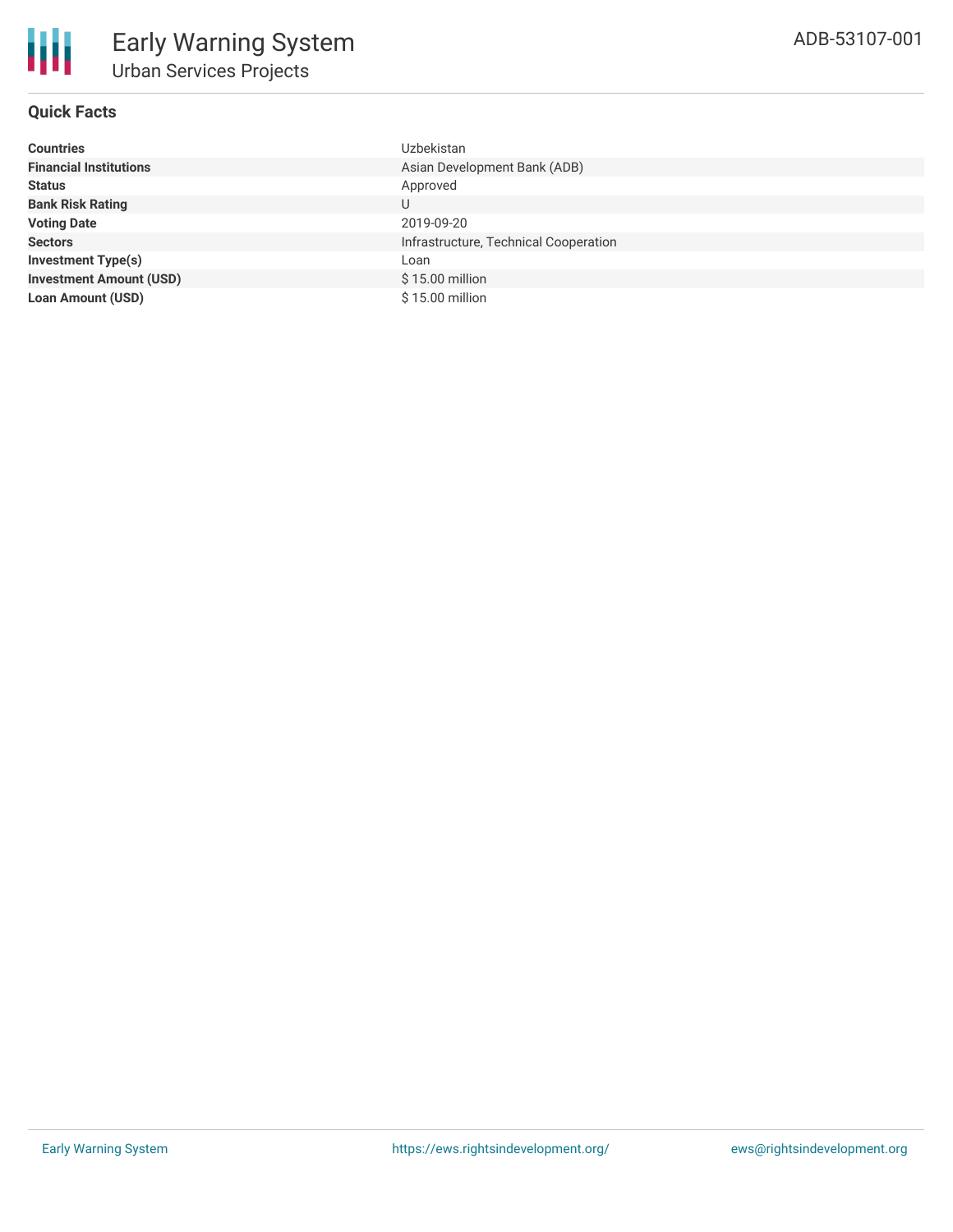## Quick Facts

| | |
|---|---|
| **Countries** | Uzbekistan |
| **Financial Institutions** | Asian Development Bank (ADB) |
| **Status** | Approved |
| **Bank Risk Rating** | U |
| **Voting Date** | 2019-09-20 |
| **Sectors** | Infrastructure, Technical Cooperation |
| **Investment Type(s)** | Loan |
| **Investment Amount (USD)** | $ 15.00 million |
| **Loan Amount (USD)** | $ 15.00 million |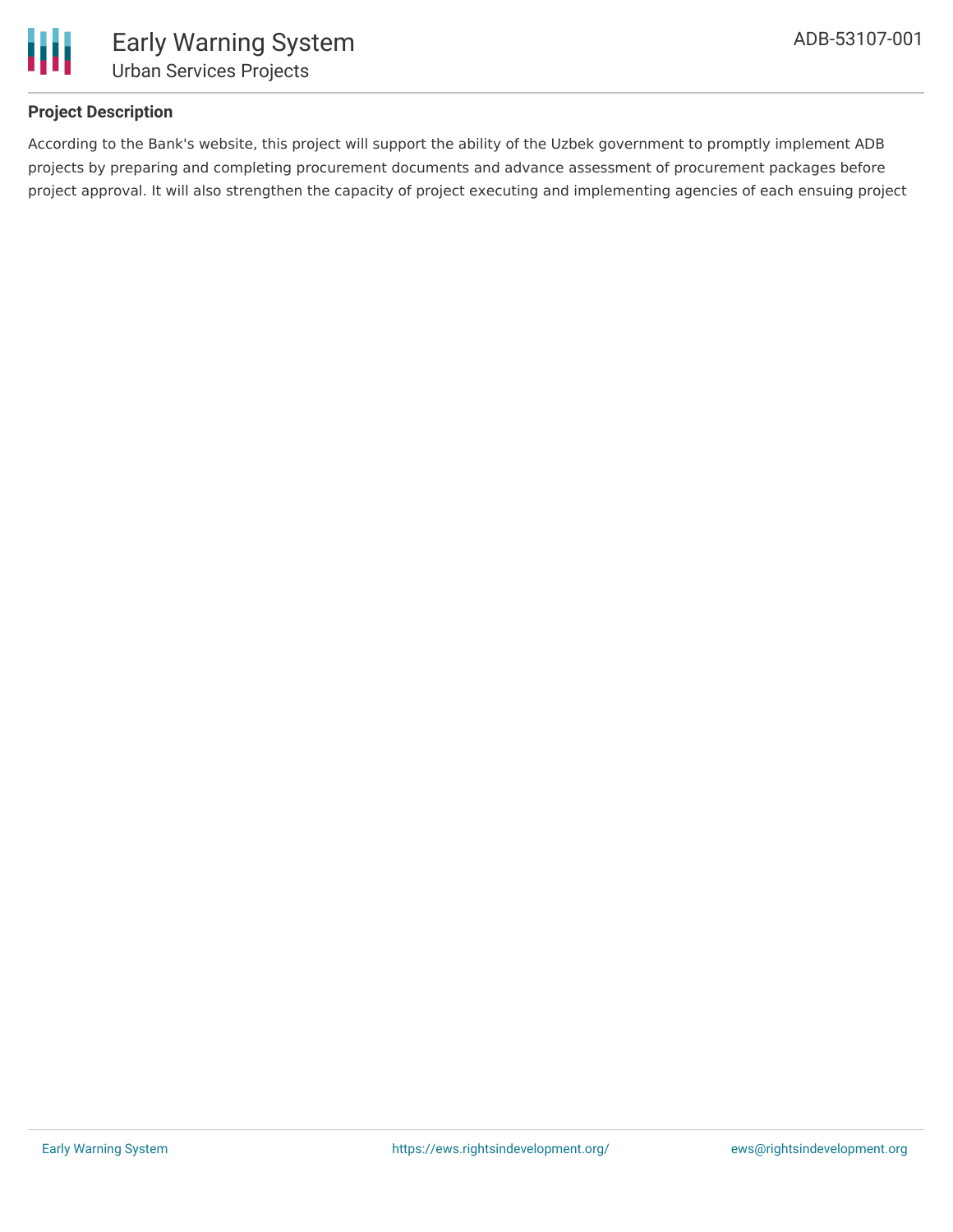## Project Description

According to the Bank's website, this project will support the ability of the Uzbek government to promptly implement ADB projects by preparing and completing procurement documents and advance assessment of procurement packages before project approval. It will also strengthen the capacity of project executing and implementing agencies of each ensuing project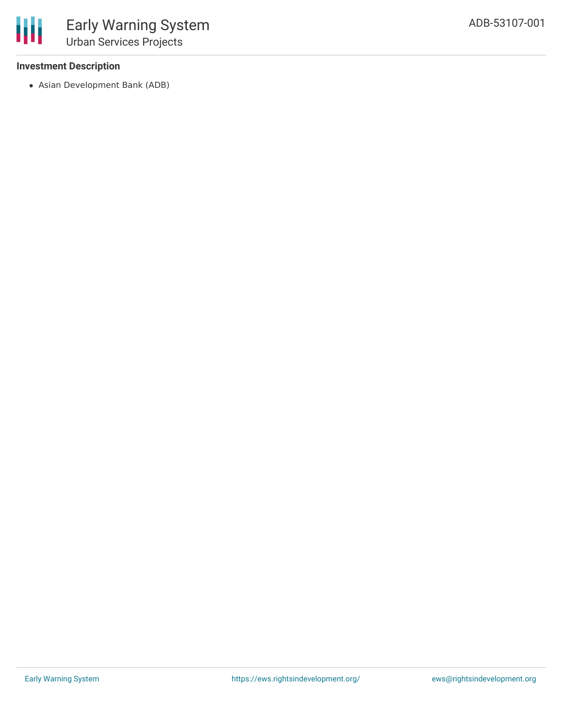### Investment Description

- Asian Development Bank (ADB)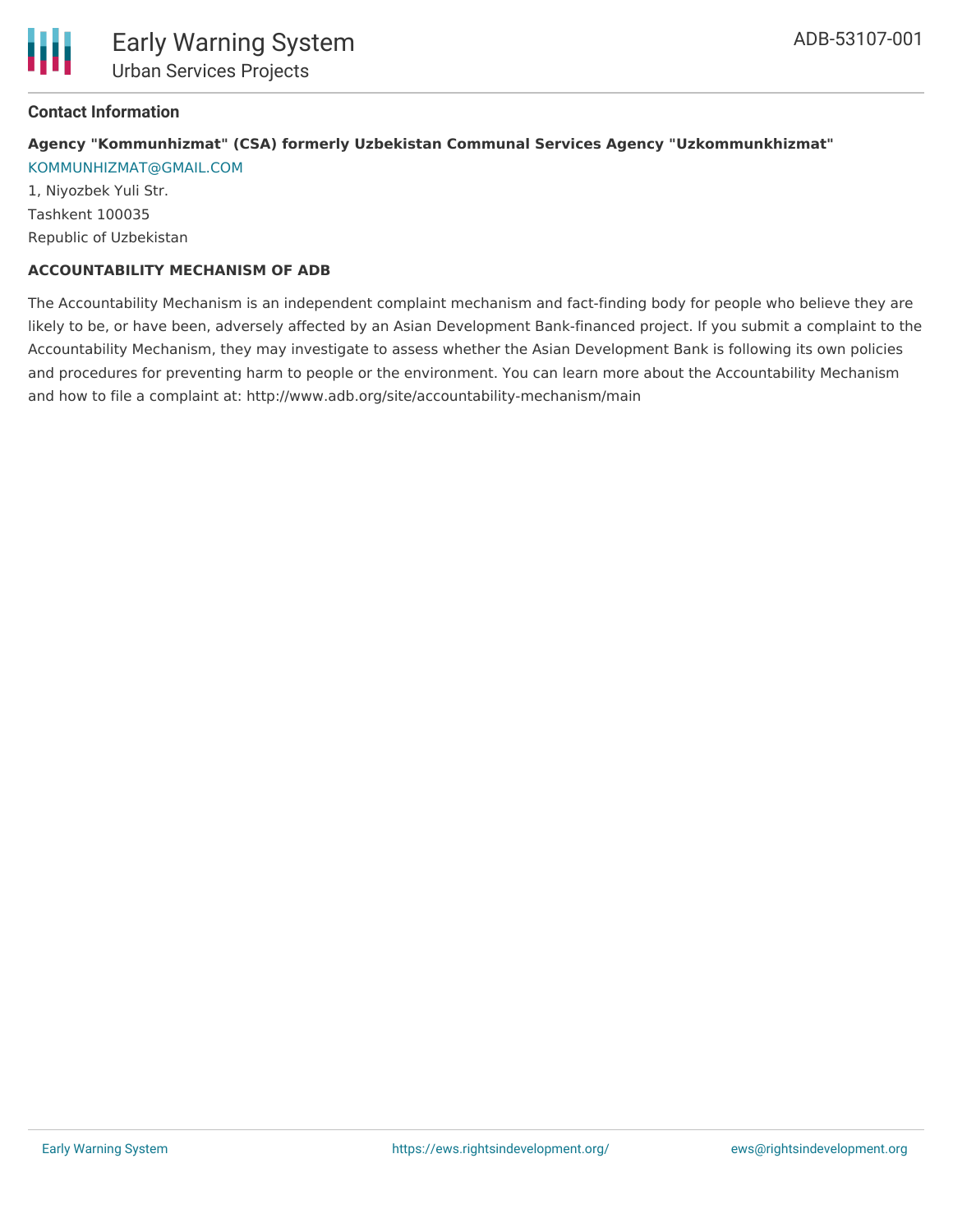### Contact Information

**Agency "Kommunhizmat" (CSA) formerly Uzbekistan Communal Services Agency "Uzkommunkhizmat"**
KOMMUNHIZMAT@GMAIL.COM
1, Niyozbek Yuli Str.
Tashkent 100035
Republic of Uzbekistan

**ACCOUNTABILITY MECHANISM OF ADB**

The Accountability Mechanism is an independent complaint mechanism and fact-finding body for people who believe they are likely to be, or have been, adversely affected by an Asian Development Bank-financed project. If you submit a complaint to the Accountability Mechanism, they may investigate to assess whether the Asian Development Bank is following its own policies and procedures for preventing harm to people or the environment. You can learn more about the Accountability Mechanism and how to file a complaint at: http://www.adb.org/site/accountability-mechanism/main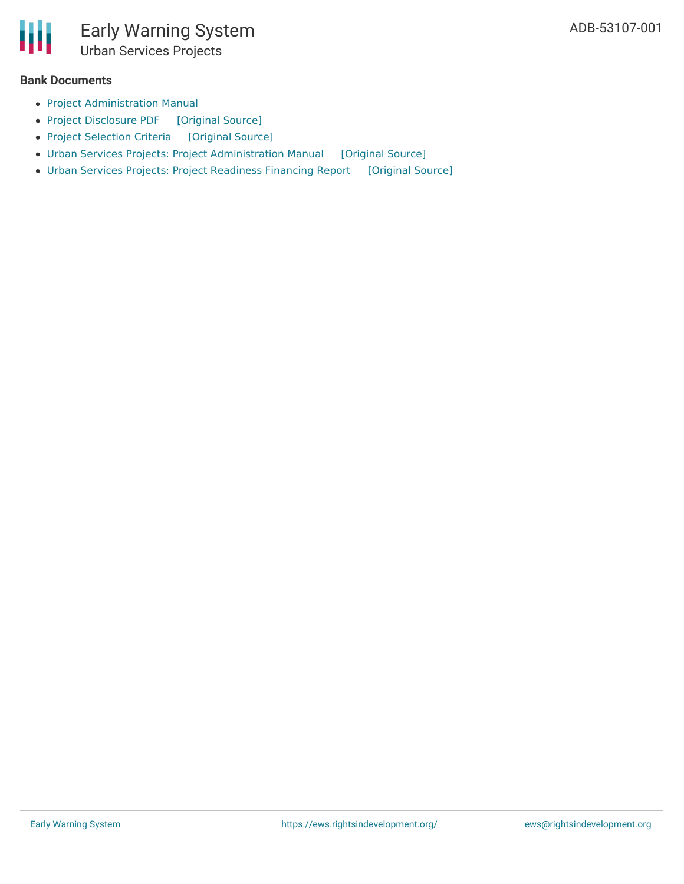**Bank Documents**

- Project Administration Manual
- Project Disclosure PDF [Original Source]
- Project Selection Criteria [Original Source]
- Urban Services Projects: Project Administration Manual [Original Source]
- Urban Services Projects: Project Readiness Financing Report [Original Source]